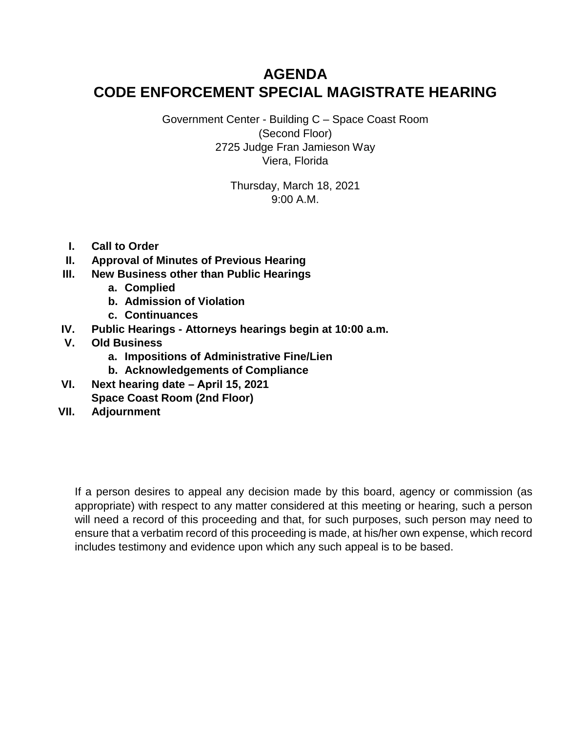# AGENDA
# CODE ENFORCEMENT SPECIAL MAGISTRATE HEARING

Government Center - Building C – Space Coast Room
(Second Floor)
2725 Judge Fran Jamieson Way
Viera, Florida

Thursday, March 18, 2021
9:00 A.M.

- **I. Call to Order**
- **II. Approval of Minutes of Previous Hearing**
- **III. New Business other than Public Hearings**
  - **a. Complied**
  - **b. Admission of Violation**
  - **c. Continuances**
- **IV. Public Hearings - Attorneys hearings begin at 10:00 a.m.**
- **V. Old Business**
  - **a. Impositions of Administrative Fine/Lien**
  - **b. Acknowledgements of Compliance**
- **VI. Next hearing date – April 15, 2021**
  **Space Coast Room (2nd Floor)**
- **VII. Adjournment**

If a person desires to appeal any decision made by this board, agency or commission (as appropriate) with respect to any matter considered at this meeting or hearing, such a person will need a record of this proceeding and that, for such purposes, such person may need to ensure that a verbatim record of this proceeding is made, at his/her own expense, which record includes testimony and evidence upon which any such appeal is to be based.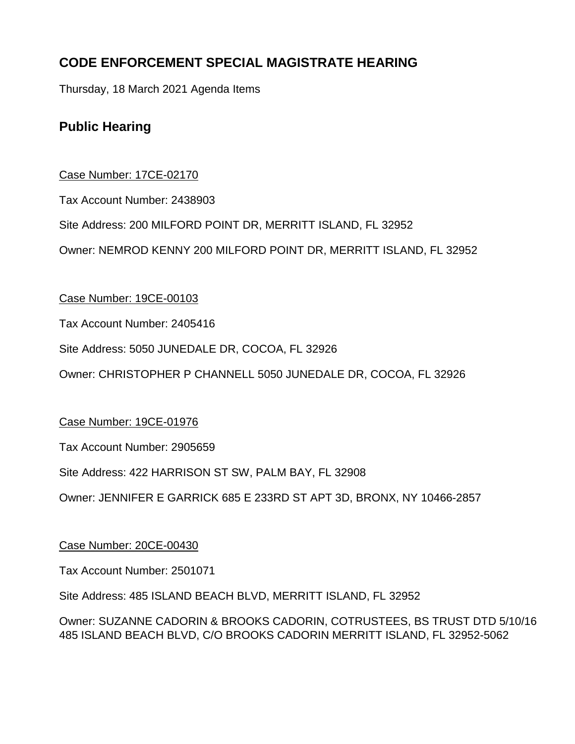## CODE ENFORCEMENT SPECIAL MAGISTRATE HEARING

Thursday, 18 March 2021 Agenda Items

### Public Hearing

Case Number: 17CE-02170

Tax Account Number: 2438903

Site Address: 200 MILFORD POINT DR, MERRITT ISLAND, FL 32952

Owner: NEMROD KENNY 200 MILFORD POINT DR, MERRITT ISLAND, FL 32952

Case Number: 19CE-00103

Tax Account Number: 2405416

Site Address: 5050 JUNEDALE DR, COCOA, FL 32926

Owner: CHRISTOPHER P CHANNELL 5050 JUNEDALE DR, COCOA, FL 32926

Case Number: 19CE-01976

Tax Account Number: 2905659

Site Address: 422 HARRISON ST SW, PALM BAY, FL 32908

Owner: JENNIFER E GARRICK 685 E 233RD ST APT 3D, BRONX, NY 10466-2857

Case Number: 20CE-00430

Tax Account Number: 2501071

Site Address: 485 ISLAND BEACH BLVD, MERRITT ISLAND, FL 32952

Owner: SUZANNE CADORIN & BROOKS CADORIN, COTRUSTEES, BS TRUST DTD 5/10/16 485 ISLAND BEACH BLVD, C/O BROOKS CADORIN MERRITT ISLAND, FL 32952-5062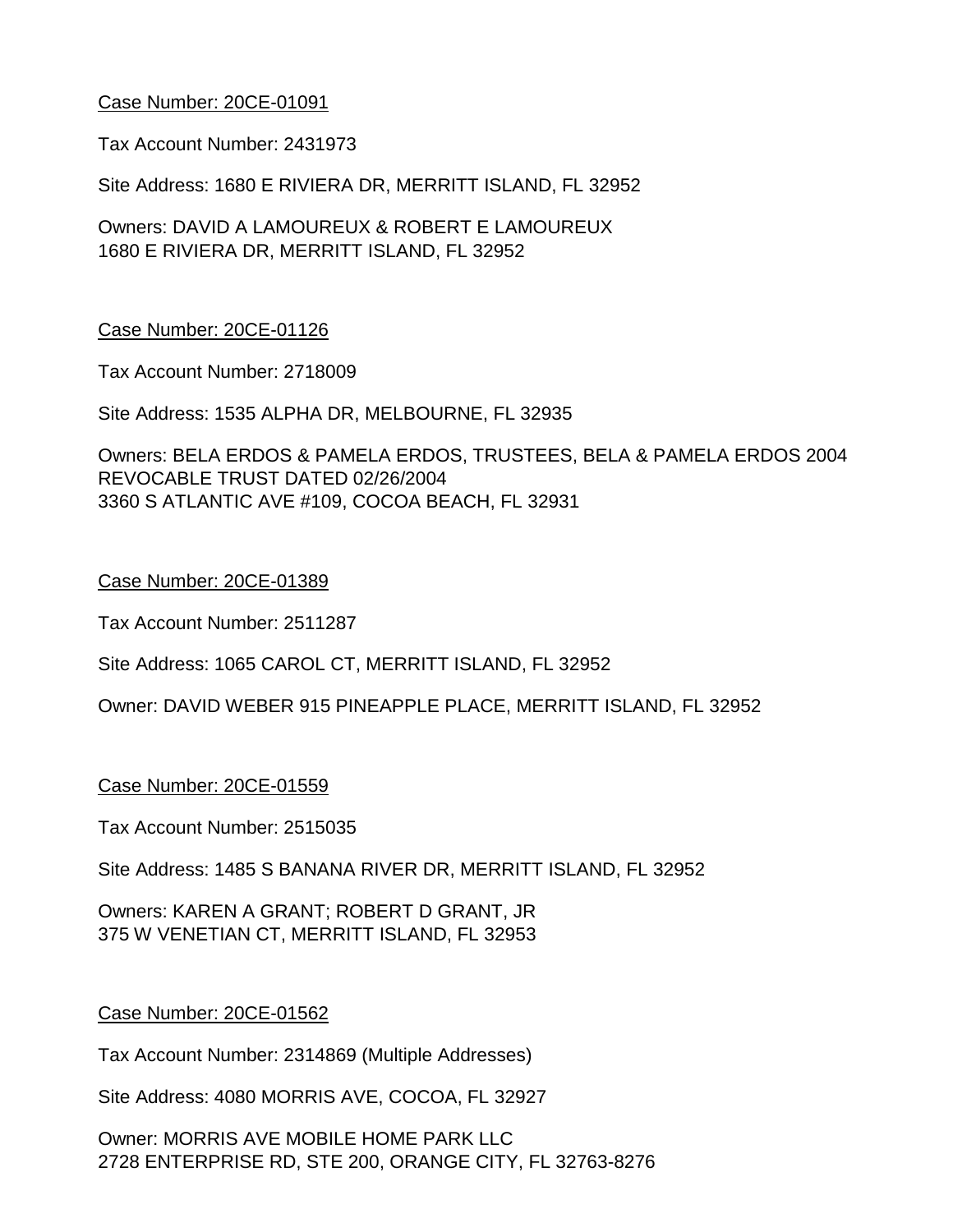<u>Case Number: 20CE-01091</u>

Tax Account Number: 2431973

Site Address: 1680 E RIVIERA DR, MERRITT ISLAND, FL 32952

Owners: DAVID A LAMOUREUX & ROBERT E LAMOUREUX
1680 E RIVIERA DR, MERRITT ISLAND, FL 32952

<u>Case Number: 20CE-01126</u>

Tax Account Number: 2718009

Site Address: 1535 ALPHA DR, MELBOURNE, FL 32935

Owners: BELA ERDOS & PAMELA ERDOS, TRUSTEES, BELA & PAMELA ERDOS 2004 REVOCABLE TRUST DATED 02/26/2004
3360 S ATLANTIC AVE #109, COCOA BEACH, FL 32931

<u>Case Number: 20CE-01389</u>

Tax Account Number: 2511287

Site Address: 1065 CAROL CT, MERRITT ISLAND, FL 32952

Owner: DAVID WEBER 915 PINEAPPLE PLACE, MERRITT ISLAND, FL 32952

<u>Case Number: 20CE-01559</u>

Tax Account Number: 2515035

Site Address: 1485 S BANANA RIVER DR, MERRITT ISLAND, FL 32952

Owners: KAREN A GRANT; ROBERT D GRANT, JR
375 W VENETIAN CT, MERRITT ISLAND, FL 32953

<u>Case Number: 20CE-01562</u>

Tax Account Number: 2314869 (Multiple Addresses)

Site Address: 4080 MORRIS AVE, COCOA, FL 32927

Owner: MORRIS AVE MOBILE HOME PARK LLC
2728 ENTERPRISE RD, STE 200, ORANGE CITY, FL 32763-8276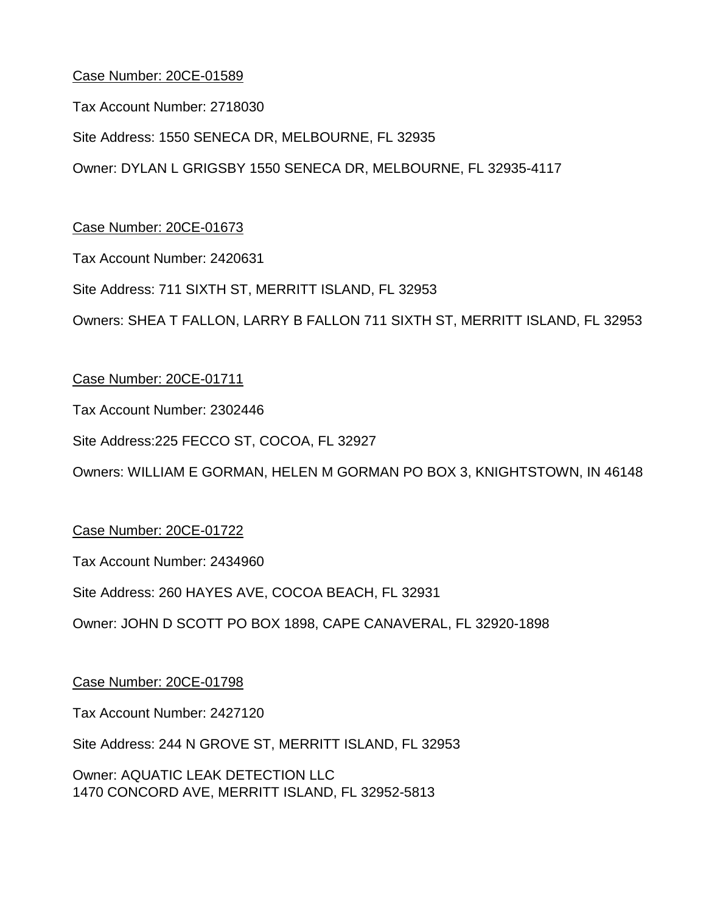Case Number: 20CE-01589

Tax Account Number: 2718030

Site Address: 1550 SENECA DR, MELBOURNE, FL 32935

Owner: DYLAN L GRIGSBY 1550 SENECA DR, MELBOURNE, FL 32935-4117

Case Number: 20CE-01673

Tax Account Number: 2420631

Site Address: 711 SIXTH ST, MERRITT ISLAND, FL 32953

Owners: SHEA T FALLON, LARRY B FALLON 711 SIXTH ST, MERRITT ISLAND, FL 32953

Case Number: 20CE-01711

Tax Account Number: 2302446

Site Address:225 FECCO ST, COCOA, FL 32927

Owners: WILLIAM E GORMAN, HELEN M GORMAN PO BOX 3, KNIGHTSTOWN, IN 46148

Case Number: 20CE-01722

Tax Account Number: 2434960

Site Address: 260 HAYES AVE, COCOA BEACH, FL 32931

Owner: JOHN D SCOTT PO BOX 1898, CAPE CANAVERAL, FL 32920-1898

Case Number: 20CE-01798

Tax Account Number: 2427120

Site Address: 244 N GROVE ST, MERRITT ISLAND, FL 32953

Owner: AQUATIC LEAK DETECTION LLC
1470 CONCORD AVE, MERRITT ISLAND, FL 32952-5813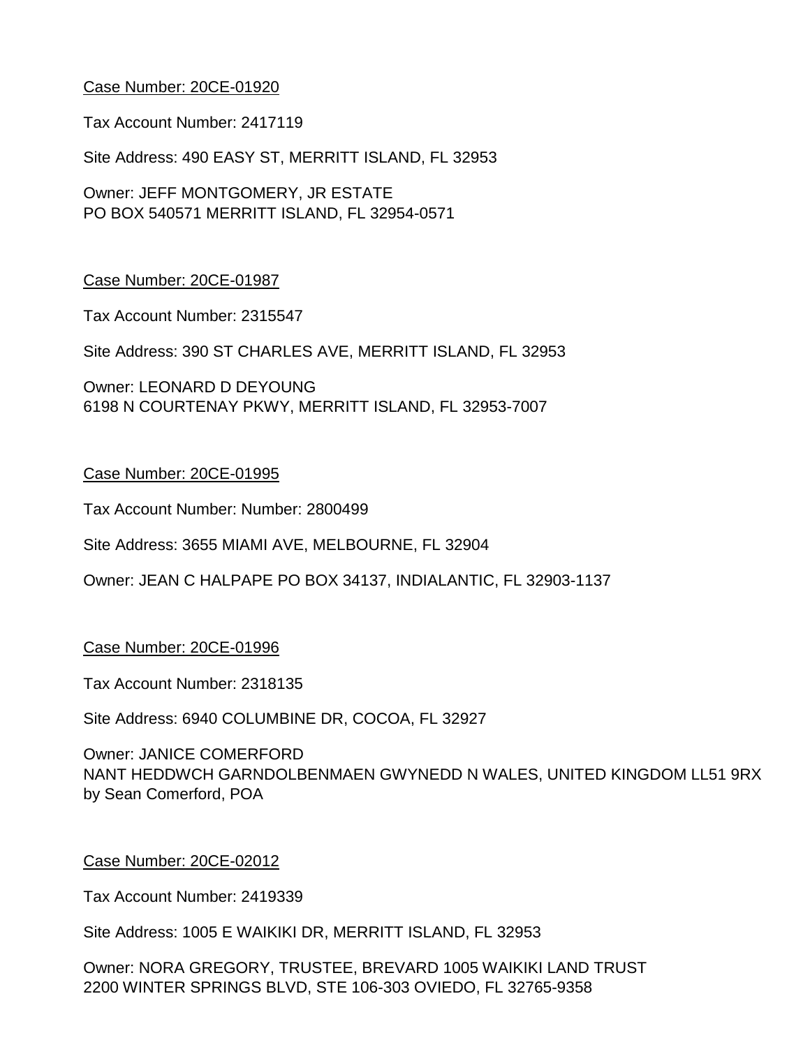Case Number: 20CE-01920

Tax Account Number: 2417119

Site Address: 490 EASY ST, MERRITT ISLAND, FL 32953

Owner: JEFF MONTGOMERY, JR ESTATE
PO BOX 540571 MERRITT ISLAND, FL 32954-0571

Case Number: 20CE-01987

Tax Account Number: 2315547

Site Address: 390 ST CHARLES AVE, MERRITT ISLAND, FL 32953

Owner: LEONARD D DEYOUNG
6198 N COURTENAY PKWY, MERRITT ISLAND, FL 32953-7007

Case Number: 20CE-01995

Tax Account Number: Number: 2800499

Site Address: 3655 MIAMI AVE, MELBOURNE, FL 32904

Owner: JEAN C HALPAPE PO BOX 34137, INDIALANTIC, FL 32903-1137

Case Number: 20CE-01996

Tax Account Number: 2318135

Site Address: 6940 COLUMBINE DR, COCOA, FL 32927

Owner: JANICE COMERFORD
NANT HEDDWCH GARNDOLBENMAEN GWYNEDD N WALES, UNITED KINGDOM LL51 9RX
by Sean Comerford, POA

Case Number: 20CE-02012

Tax Account Number: 2419339

Site Address: 1005 E WAIKIKI DR, MERRITT ISLAND, FL 32953

Owner: NORA GREGORY, TRUSTEE, BREVARD 1005 WAIKIKI LAND TRUST
2200 WINTER SPRINGS BLVD, STE 106-303 OVIEDO, FL 32765-9358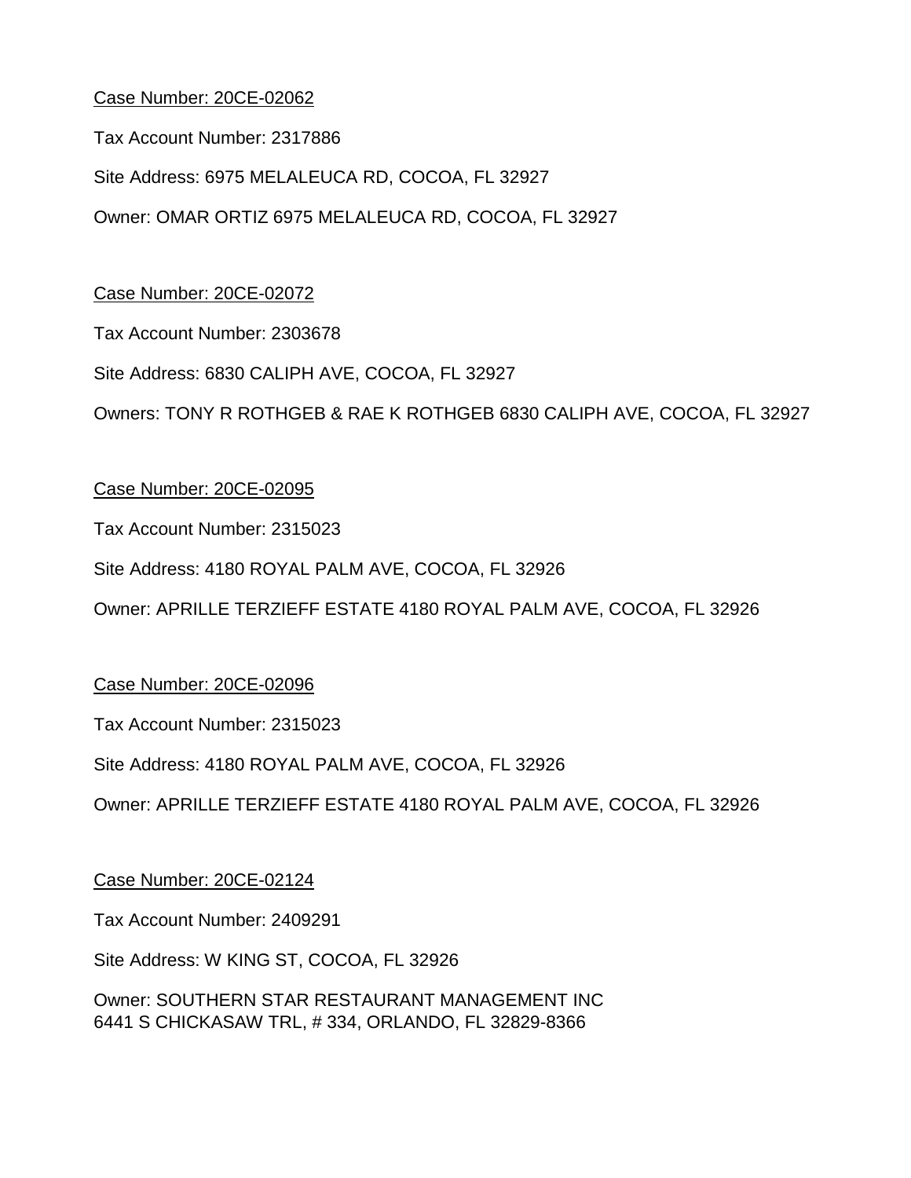Case Number: 20CE-02062

Tax Account Number: 2317886

Site Address: 6975 MELALEUCA RD, COCOA, FL 32927

Owner: OMAR ORTIZ 6975 MELALEUCA RD, COCOA, FL 32927

Case Number: 20CE-02072

Tax Account Number: 2303678

Site Address: 6830 CALIPH AVE, COCOA, FL 32927

Owners: TONY R ROTHGEB & RAE K ROTHGEB 6830 CALIPH AVE, COCOA, FL 32927

Case Number: 20CE-02095

Tax Account Number: 2315023

Site Address: 4180 ROYAL PALM AVE, COCOA, FL 32926

Owner: APRILLE TERZIEFF ESTATE 4180 ROYAL PALM AVE, COCOA, FL 32926

Case Number: 20CE-02096

Tax Account Number: 2315023

Site Address: 4180 ROYAL PALM AVE, COCOA, FL 32926

Owner: APRILLE TERZIEFF ESTATE 4180 ROYAL PALM AVE, COCOA, FL 32926

Case Number: 20CE-02124

Tax Account Number: 2409291

Site Address: W KING ST, COCOA, FL 32926

Owner: SOUTHERN STAR RESTAURANT MANAGEMENT INC
6441 S CHICKASAW TRL, # 334, ORLANDO, FL 32829-8366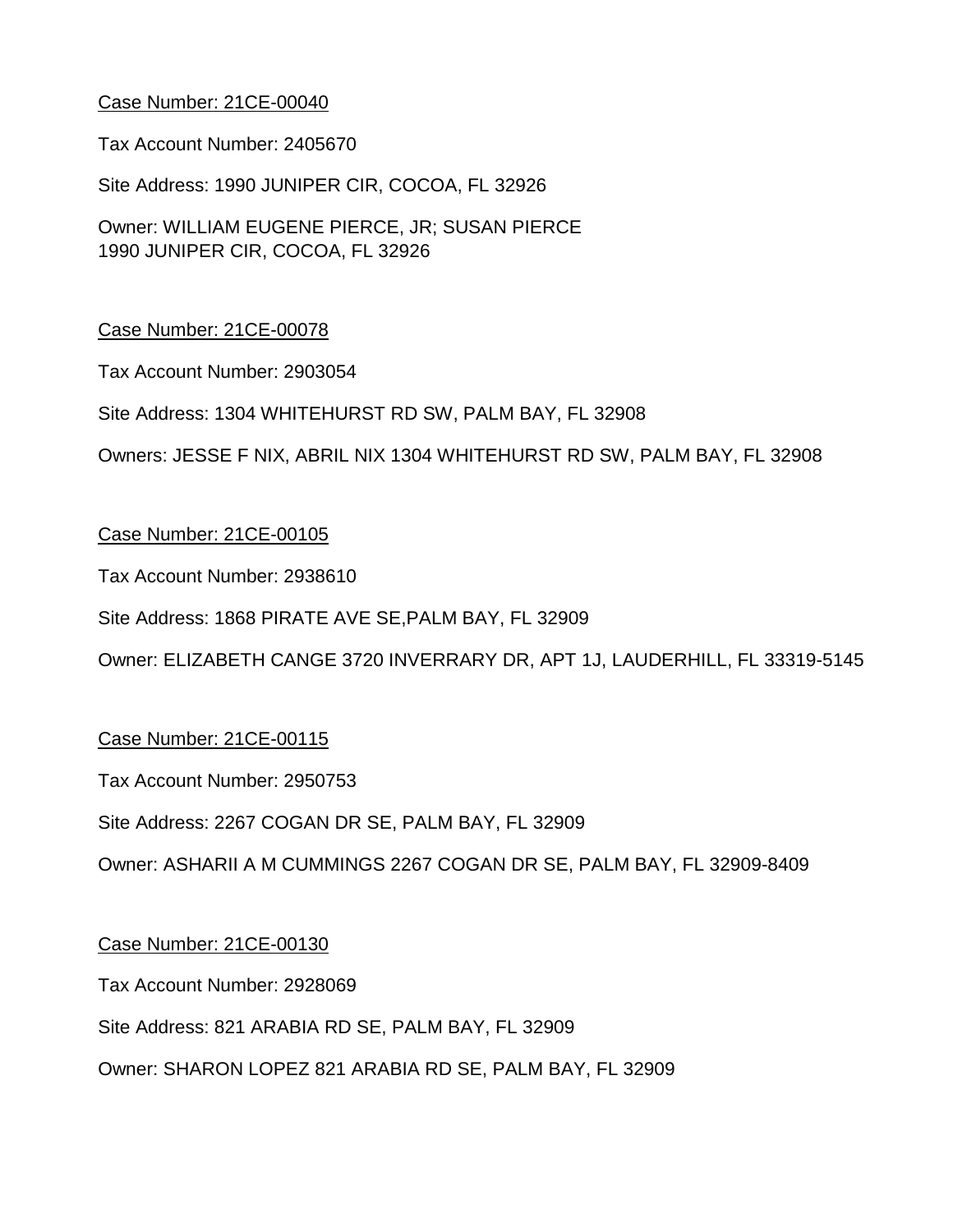<u>Case Number: 21CE-00040</u>

Tax Account Number: 2405670

Site Address: 1990 JUNIPER CIR, COCOA, FL 32926

Owner: WILLIAM EUGENE PIERCE, JR; SUSAN PIERCE
1990 JUNIPER CIR, COCOA, FL 32926

<u>Case Number: 21CE-00078</u>

Tax Account Number: 2903054

Site Address: 1304 WHITEHURST RD SW, PALM BAY, FL 32908

Owners: JESSE F NIX, ABRIL NIX 1304 WHITEHURST RD SW, PALM BAY, FL 32908

<u>Case Number: 21CE-00105</u>

Tax Account Number: 2938610

Site Address: 1868 PIRATE AVE SE,PALM BAY, FL 32909

Owner: ELIZABETH CANGE 3720 INVERRARY DR, APT 1J, LAUDERHILL, FL 33319-5145

<u>Case Number: 21CE-00115</u>

Tax Account Number: 2950753

Site Address: 2267 COGAN DR SE, PALM BAY, FL 32909

Owner: ASHARII A M CUMMINGS 2267 COGAN DR SE, PALM BAY, FL 32909-8409

<u>Case Number: 21CE-00130</u>

Tax Account Number: 2928069

Site Address: 821 ARABIA RD SE, PALM BAY, FL 32909

Owner: SHARON LOPEZ 821 ARABIA RD SE, PALM BAY, FL 32909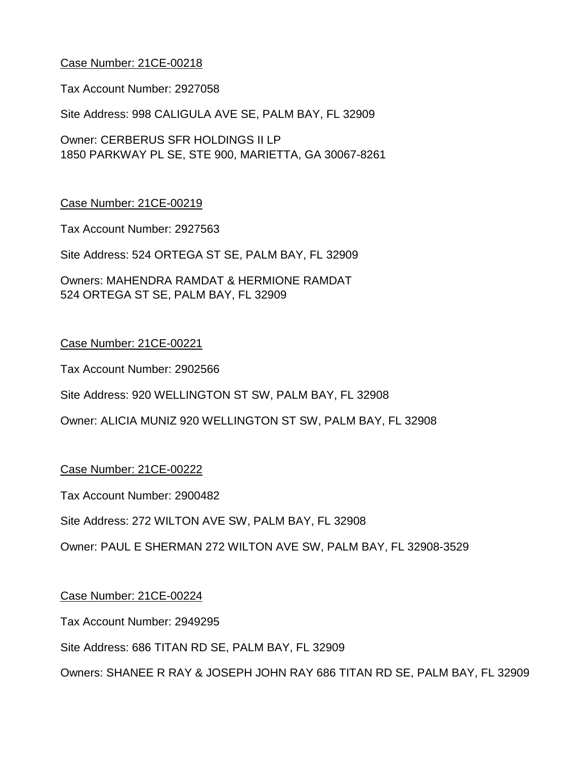<u>Case Number: 21CE-00218</u>

Tax Account Number: 2927058

Site Address: 998 CALIGULA AVE SE, PALM BAY, FL 32909

Owner: CERBERUS SFR HOLDINGS II LP
1850 PARKWAY PL SE, STE 900, MARIETTA, GA 30067-8261

<u>Case Number: 21CE-00219</u>

Tax Account Number: 2927563

Site Address: 524 ORTEGA ST SE, PALM BAY, FL 32909

Owners: MAHENDRA RAMDAT & HERMIONE RAMDAT
524 ORTEGA ST SE, PALM BAY, FL 32909

<u>Case Number: 21CE-00221</u>

Tax Account Number: 2902566

Site Address: 920 WELLINGTON ST SW, PALM BAY, FL 32908

Owner: ALICIA MUNIZ 920 WELLINGTON ST SW, PALM BAY, FL 32908

<u>Case Number: 21CE-00222</u>

Tax Account Number: 2900482

Site Address: 272 WILTON AVE SW, PALM BAY, FL 32908

Owner: PAUL E SHERMAN 272 WILTON AVE SW, PALM BAY, FL 32908-3529

<u>Case Number: 21CE-00224</u>

Tax Account Number: 2949295

Site Address: 686 TITAN RD SE, PALM BAY, FL 32909

Owners: SHANEE R RAY & JOSEPH JOHN RAY 686 TITAN RD SE, PALM BAY, FL 32909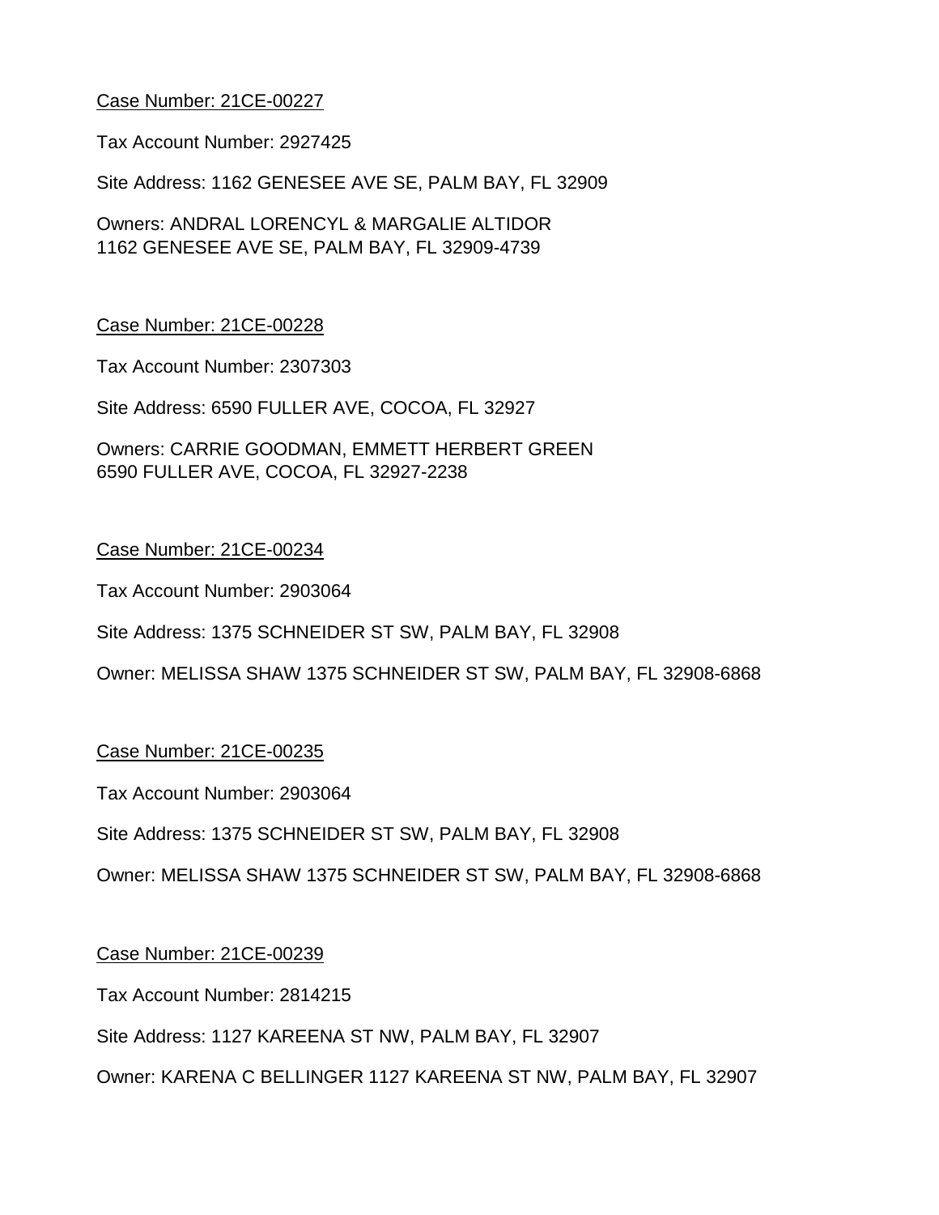<u>Case Number: 21CE-00227</u>

Tax Account Number: 2927425

Site Address: 1162 GENESEE AVE SE, PALM BAY, FL 32909

Owners: ANDRAL LORENCYL & MARGALIE ALTIDOR
1162 GENESEE AVE SE, PALM BAY, FL 32909-4739

<u>Case Number: 21CE-00228</u>

Tax Account Number: 2307303

Site Address: 6590 FULLER AVE, COCOA, FL 32927

Owners: CARRIE GOODMAN, EMMETT HERBERT GREEN
6590 FULLER AVE, COCOA, FL 32927-2238

<u>Case Number: 21CE-00234</u>

Tax Account Number: 2903064

Site Address: 1375 SCHNEIDER ST SW, PALM BAY, FL 32908

Owner: MELISSA SHAW 1375 SCHNEIDER ST SW, PALM BAY, FL 32908-6868

<u>Case Number: 21CE-00235</u>

Tax Account Number: 2903064

Site Address: 1375 SCHNEIDER ST SW, PALM BAY, FL 32908

Owner: MELISSA SHAW 1375 SCHNEIDER ST SW, PALM BAY, FL 32908-6868

<u>Case Number: 21CE-00239</u>

Tax Account Number: 2814215

Site Address: 1127 KAREENA ST NW, PALM BAY, FL 32907

Owner: KARENA C BELLINGER 1127 KAREENA ST NW, PALM BAY, FL 32907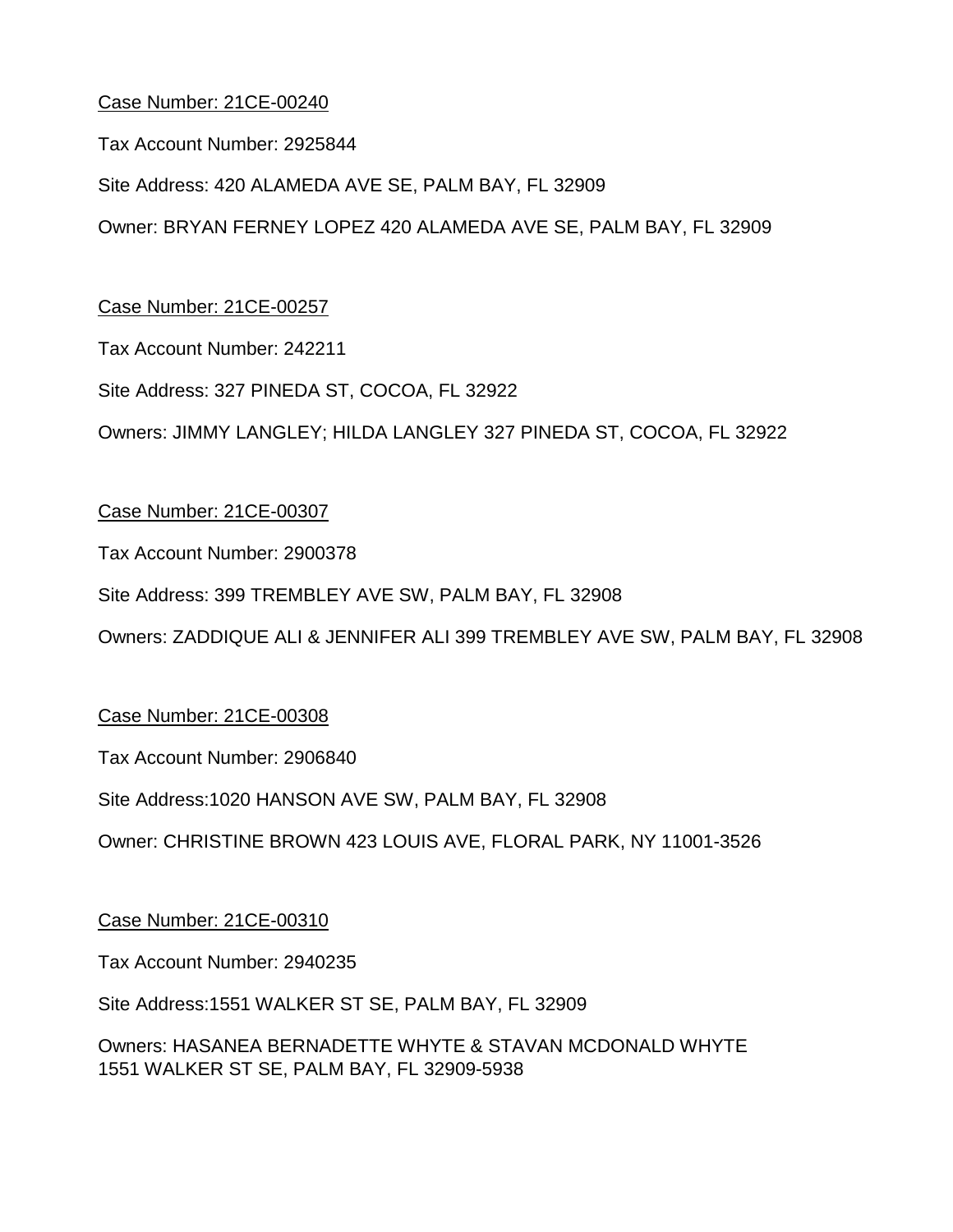Case Number: 21CE-00240

Tax Account Number: 2925844

Site Address: 420 ALAMEDA AVE SE, PALM BAY, FL 32909

Owner: BRYAN FERNEY LOPEZ 420 ALAMEDA AVE SE, PALM BAY, FL 32909

Case Number: 21CE-00257

Tax Account Number: 242211

Site Address: 327 PINEDA ST, COCOA, FL 32922

Owners: JIMMY LANGLEY; HILDA LANGLEY 327 PINEDA ST, COCOA, FL 32922

Case Number: 21CE-00307

Tax Account Number: 2900378

Site Address: 399 TREMBLEY AVE SW, PALM BAY, FL 32908

Owners: ZADDIQUE ALI & JENNIFER ALI 399 TREMBLEY AVE SW, PALM BAY, FL 32908

Case Number: 21CE-00308

Tax Account Number: 2906840

Site Address:1020 HANSON AVE SW, PALM BAY, FL 32908

Owner: CHRISTINE BROWN 423 LOUIS AVE, FLORAL PARK, NY 11001-3526

Case Number: 21CE-00310

Tax Account Number: 2940235

Site Address:1551 WALKER ST SE, PALM BAY, FL 32909

Owners: HASANEA BERNADETTE WHYTE & STAVAN MCDONALD WHYTE
1551 WALKER ST SE, PALM BAY, FL 32909-5938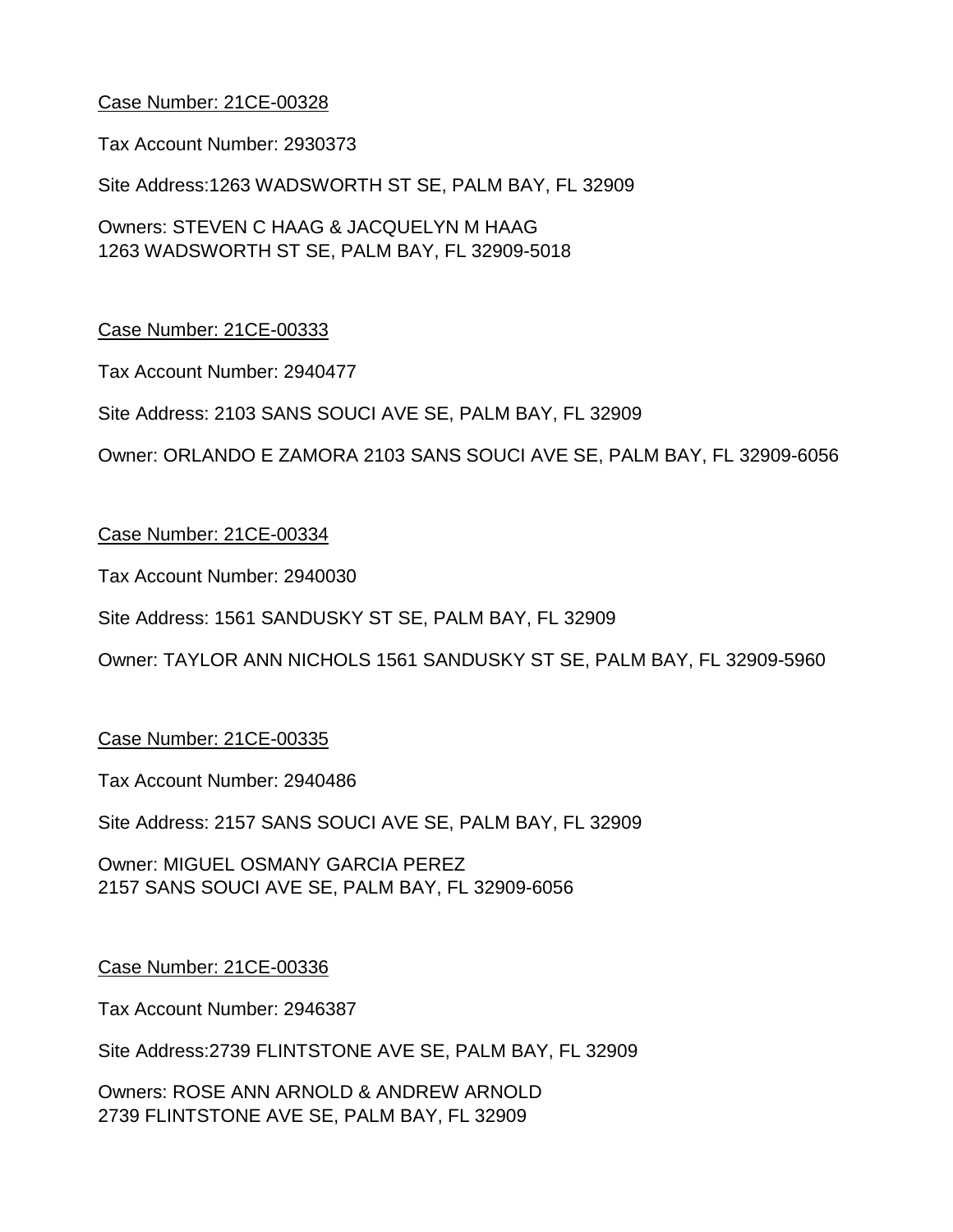Case Number: 21CE-00328

Tax Account Number: 2930373

Site Address:1263 WADSWORTH ST SE, PALM BAY, FL 32909

Owners: STEVEN C HAAG & JACQUELYN M HAAG
1263 WADSWORTH ST SE, PALM BAY, FL 32909-5018

Case Number: 21CE-00333

Tax Account Number: 2940477

Site Address: 2103 SANS SOUCI AVE SE, PALM BAY, FL 32909

Owner: ORLANDO E ZAMORA 2103 SANS SOUCI AVE SE, PALM BAY, FL 32909-6056

Case Number: 21CE-00334

Tax Account Number: 2940030

Site Address: 1561 SANDUSKY ST SE, PALM BAY, FL 32909

Owner: TAYLOR ANN NICHOLS 1561 SANDUSKY ST SE, PALM BAY, FL 32909-5960

Case Number: 21CE-00335

Tax Account Number: 2940486

Site Address: 2157 SANS SOUCI AVE SE, PALM BAY, FL 32909

Owner: MIGUEL OSMANY GARCIA PEREZ
2157 SANS SOUCI AVE SE, PALM BAY, FL 32909-6056

Case Number: 21CE-00336

Tax Account Number: 2946387

Site Address:2739 FLINTSTONE AVE SE, PALM BAY, FL 32909

Owners: ROSE ANN ARNOLD & ANDREW ARNOLD
2739 FLINTSTONE AVE SE, PALM BAY, FL 32909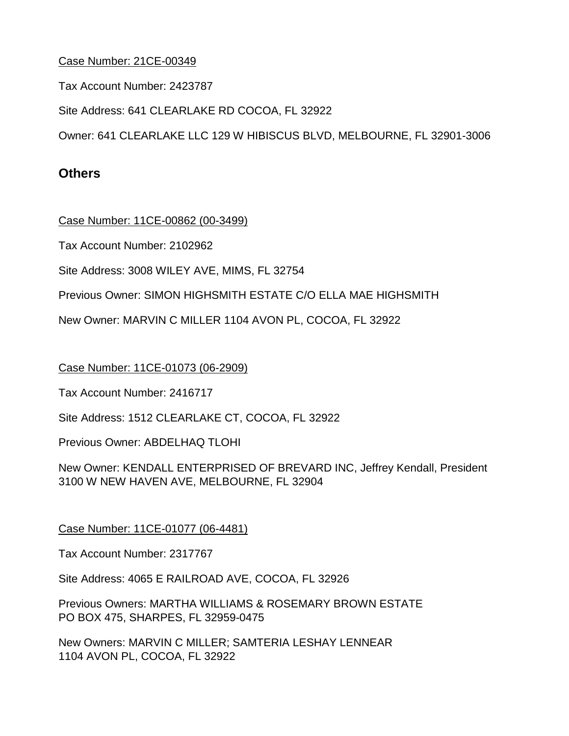Case Number: 21CE-00349

Tax Account Number: 2423787

Site Address: 641 CLEARLAKE RD COCOA, FL 32922

Owner: 641 CLEARLAKE LLC 129 W HIBISCUS BLVD, MELBOURNE, FL 32901-3006

## Others

Case Number: 11CE-00862 (00-3499)

Tax Account Number: 2102962

Site Address: 3008 WILEY AVE, MIMS, FL 32754

Previous Owner: SIMON HIGHSMITH ESTATE C/O ELLA MAE HIGHSMITH

New Owner: MARVIN C MILLER 1104 AVON PL, COCOA, FL 32922

Case Number: 11CE-01073 (06-2909)

Tax Account Number: 2416717

Site Address: 1512 CLEARLAKE CT, COCOA, FL 32922

Previous Owner: ABDELHAQ TLOHI

New Owner: KENDALL ENTERPRISED OF BREVARD INC, Jeffrey Kendall, President
3100 W NEW HAVEN AVE, MELBOURNE, FL 32904

Case Number: 11CE-01077 (06-4481)

Tax Account Number: 2317767

Site Address: 4065 E RAILROAD AVE, COCOA, FL 32926

Previous Owners: MARTHA WILLIAMS & ROSEMARY BROWN ESTATE
PO BOX 475, SHARPES, FL 32959-0475

New Owners: MARVIN C MILLER; SAMTERIA LESHAY LENNEAR
1104 AVON PL, COCOA, FL 32922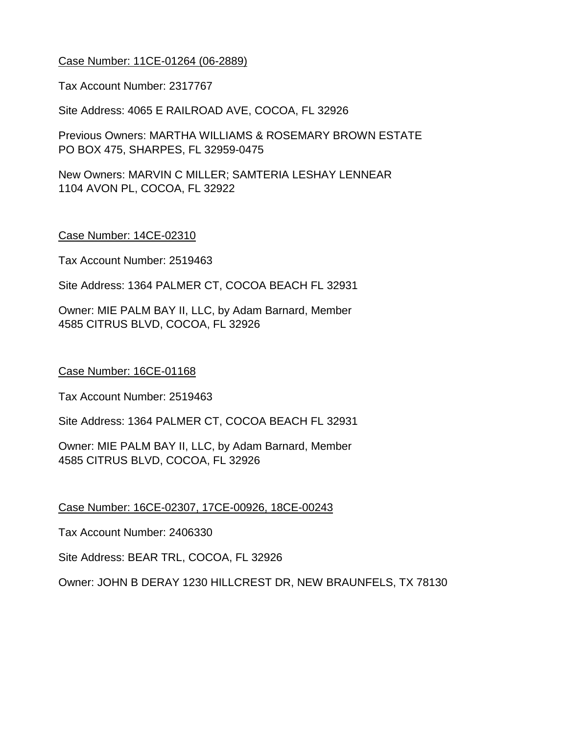Case Number: 11CE-01264 (06-2889)

Tax Account Number: 2317767

Site Address: 4065 E RAILROAD AVE, COCOA, FL 32926

Previous Owners: MARTHA WILLIAMS & ROSEMARY BROWN ESTATE
PO BOX 475, SHARPES, FL 32959-0475

New Owners: MARVIN C MILLER; SAMTERIA LESHAY LENNEAR
1104 AVON PL, COCOA, FL 32922

Case Number: 14CE-02310

Tax Account Number: 2519463

Site Address: 1364 PALMER CT, COCOA BEACH FL 32931

Owner: MIE PALM BAY II, LLC, by Adam Barnard, Member
4585 CITRUS BLVD, COCOA, FL 32926

Case Number: 16CE-01168

Tax Account Number: 2519463

Site Address: 1364 PALMER CT, COCOA BEACH FL 32931

Owner: MIE PALM BAY II, LLC, by Adam Barnard, Member
4585 CITRUS BLVD, COCOA, FL 32926

Case Number: 16CE-02307, 17CE-00926, 18CE-00243

Tax Account Number: 2406330

Site Address: BEAR TRL, COCOA, FL 32926

Owner: JOHN B DERAY 1230 HILLCREST DR, NEW BRAUNFELS, TX 78130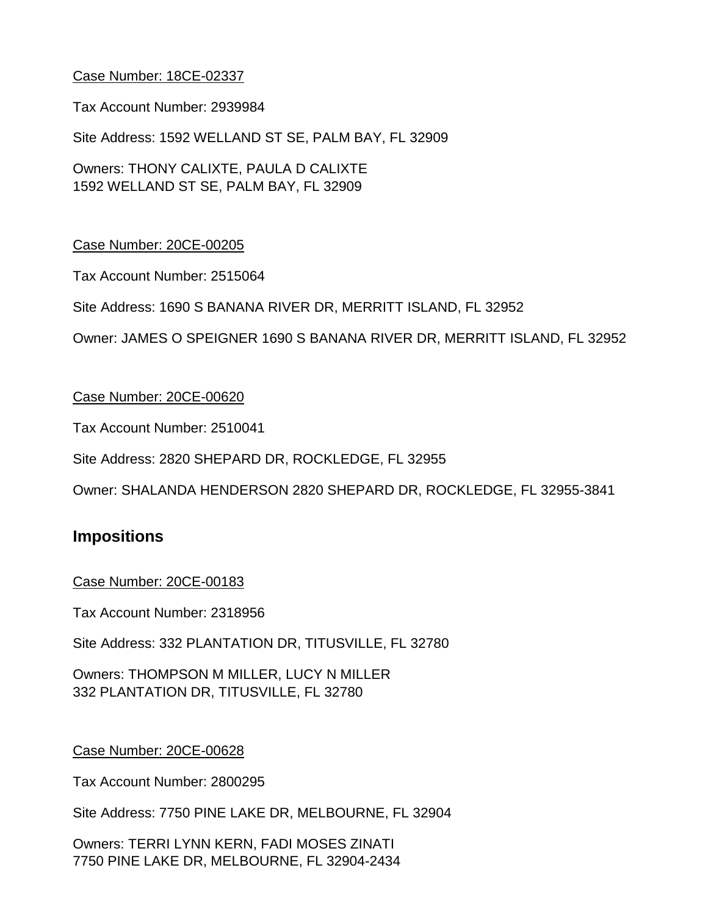Case Number: 18CE-02337

Tax Account Number: 2939984

Site Address: 1592 WELLAND ST SE, PALM BAY, FL 32909

Owners: THONY CALIXTE, PAULA D CALIXTE
1592 WELLAND ST SE, PALM BAY, FL 32909

Case Number: 20CE-00205

Tax Account Number: 2515064

Site Address: 1690 S BANANA RIVER DR, MERRITT ISLAND, FL 32952

Owner: JAMES O SPEIGNER 1690 S BANANA RIVER DR, MERRITT ISLAND, FL 32952

Case Number: 20CE-00620

Tax Account Number: 2510041

Site Address: 2820 SHEPARD DR, ROCKLEDGE, FL 32955

Owner: SHALANDA HENDERSON 2820 SHEPARD DR, ROCKLEDGE, FL 32955-3841

## Impositions

Case Number: 20CE-00183

Tax Account Number: 2318956

Site Address: 332 PLANTATION DR, TITUSVILLE, FL 32780

Owners: THOMPSON M MILLER, LUCY N MILLER
332 PLANTATION DR, TITUSVILLE, FL 32780

Case Number: 20CE-00628

Tax Account Number: 2800295

Site Address: 7750 PINE LAKE DR, MELBOURNE, FL 32904

Owners: TERRI LYNN KERN, FADI MOSES ZINATI
7750 PINE LAKE DR, MELBOURNE, FL 32904-2434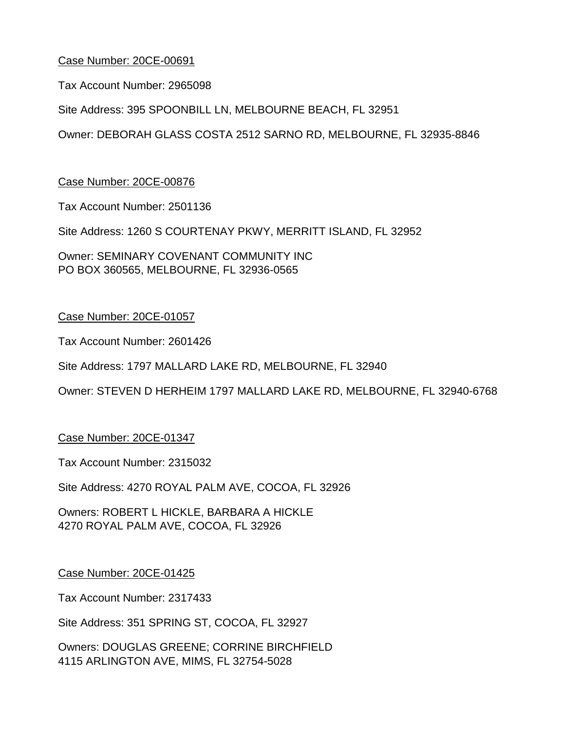Case Number: 20CE-00691

Tax Account Number: 2965098

Site Address: 395 SPOONBILL LN, MELBOURNE BEACH, FL 32951

Owner: DEBORAH GLASS COSTA 2512 SARNO RD, MELBOURNE, FL 32935-8846

Case Number: 20CE-00876

Tax Account Number: 2501136

Site Address: 1260 S COURTENAY PKWY, MERRITT ISLAND, FL 32952

Owner: SEMINARY COVENANT COMMUNITY INC
PO BOX 360565, MELBOURNE, FL 32936-0565

Case Number: 20CE-01057

Tax Account Number: 2601426

Site Address: 1797 MALLARD LAKE RD, MELBOURNE, FL 32940

Owner: STEVEN D HERHEIM 1797 MALLARD LAKE RD, MELBOURNE, FL 32940-6768

Case Number: 20CE-01347

Tax Account Number: 2315032

Site Address: 4270 ROYAL PALM AVE, COCOA, FL 32926

Owners: ROBERT L HICKLE, BARBARA A HICKLE
4270 ROYAL PALM AVE, COCOA, FL 32926

Case Number: 20CE-01425

Tax Account Number: 2317433

Site Address: 351 SPRING ST, COCOA, FL 32927

Owners: DOUGLAS GREENE; CORRINE BIRCHFIELD
4115 ARLINGTON AVE, MIMS, FL 32754-5028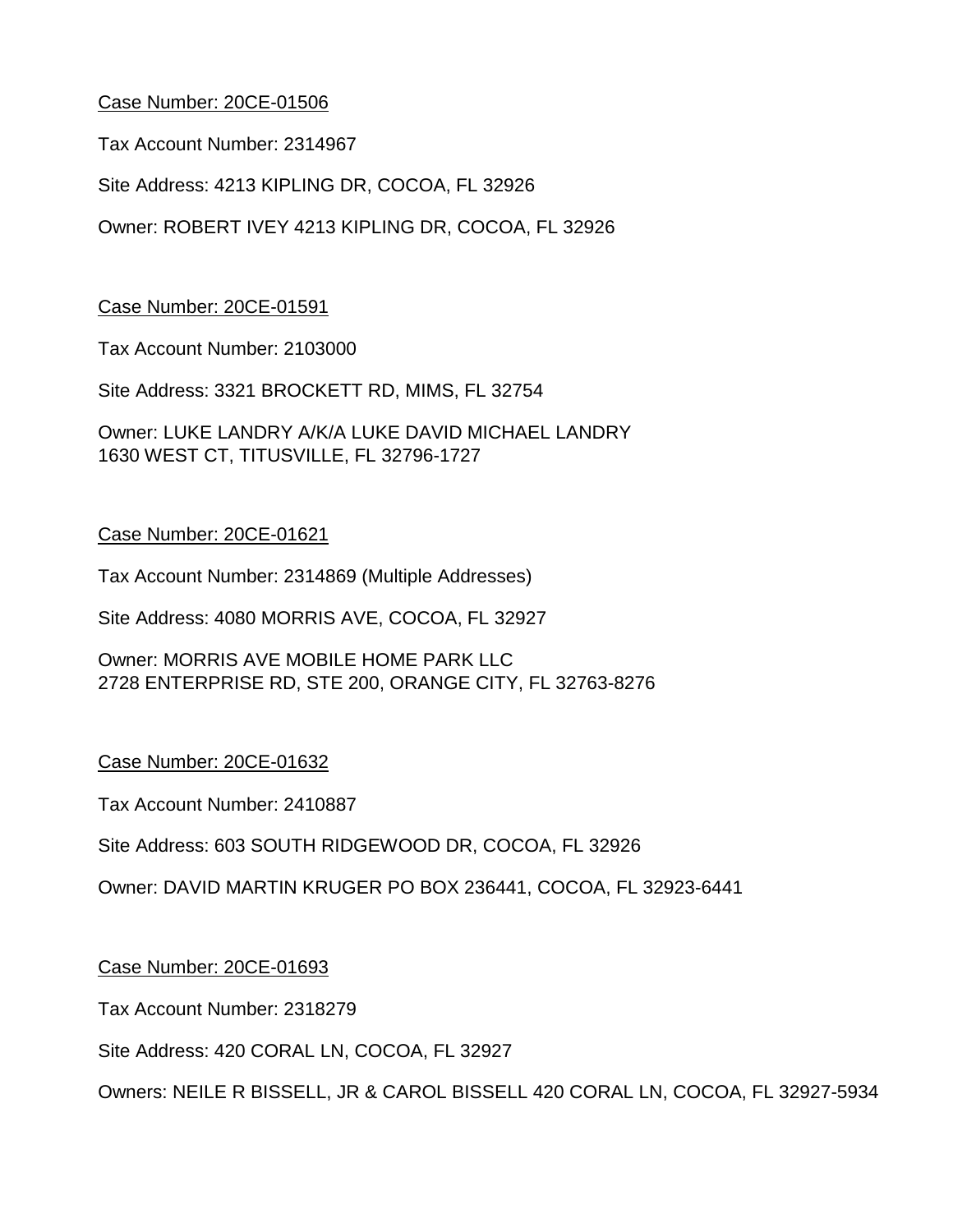<u>Case Number: 20CE-01506</u>

Tax Account Number: 2314967

Site Address: 4213 KIPLING DR, COCOA, FL 32926

Owner: ROBERT IVEY 4213 KIPLING DR, COCOA, FL 32926

<u>Case Number: 20CE-01591</u>

Tax Account Number: 2103000

Site Address: 3321 BROCKETT RD, MIMS, FL 32754

Owner: LUKE LANDRY A/K/A LUKE DAVID MICHAEL LANDRY
1630 WEST CT, TITUSVILLE, FL 32796-1727

<u>Case Number: 20CE-01621</u>

Tax Account Number: 2314869 (Multiple Addresses)

Site Address: 4080 MORRIS AVE, COCOA, FL 32927

Owner: MORRIS AVE MOBILE HOME PARK LLC
2728 ENTERPRISE RD, STE 200, ORANGE CITY, FL 32763-8276

<u>Case Number: 20CE-01632</u>

Tax Account Number: 2410887

Site Address: 603 SOUTH RIDGEWOOD DR, COCOA, FL 32926

Owner: DAVID MARTIN KRUGER PO BOX 236441, COCOA, FL 32923-6441

<u>Case Number: 20CE-01693</u>

Tax Account Number: 2318279

Site Address: 420 CORAL LN, COCOA, FL 32927

Owners: NEILE R BISSELL, JR & CAROL BISSELL 420 CORAL LN, COCOA, FL 32927-5934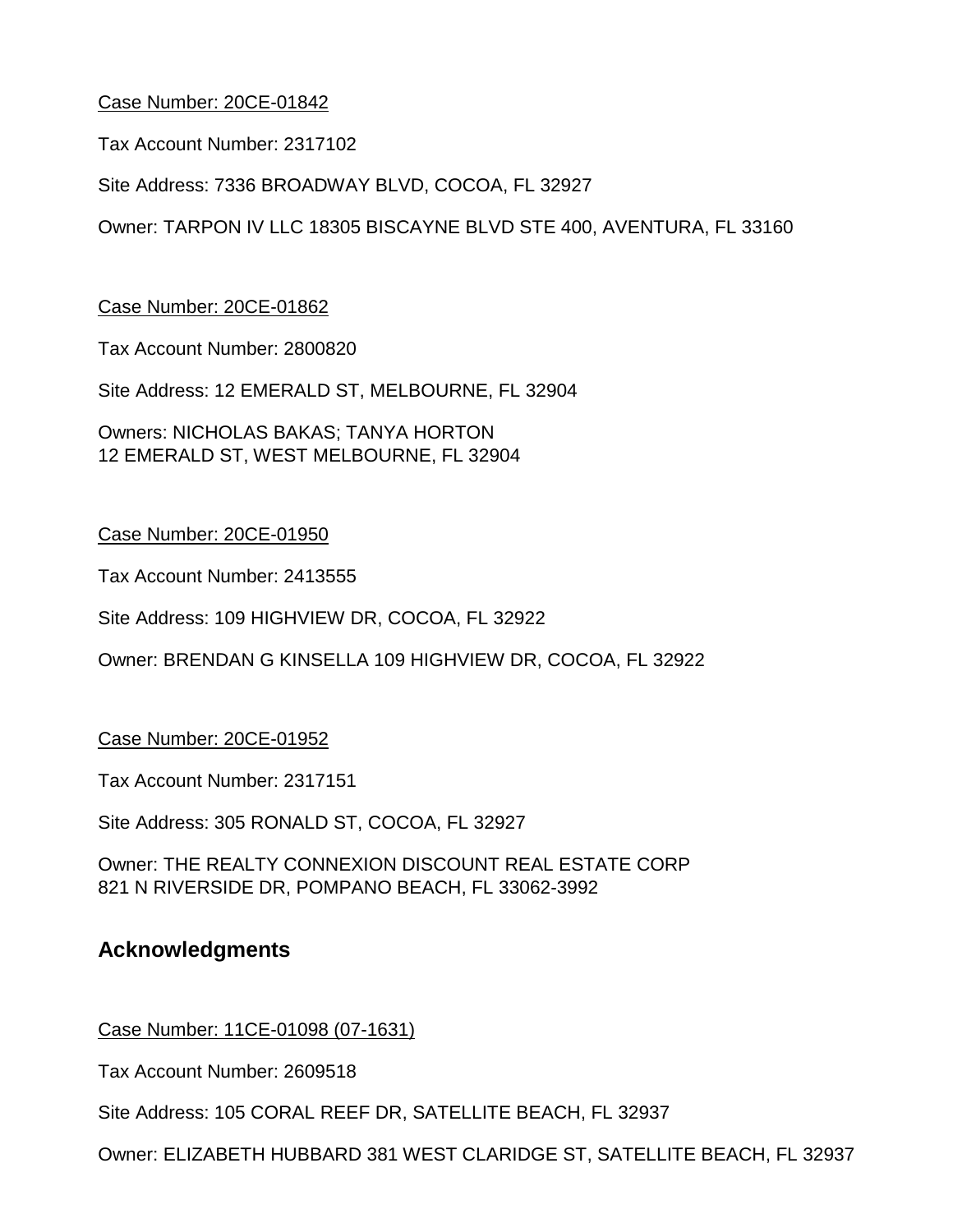Case Number: 20CE-01842

Tax Account Number: 2317102

Site Address: 7336 BROADWAY BLVD, COCOA, FL 32927

Owner: TARPON IV LLC 18305 BISCAYNE BLVD STE 400, AVENTURA, FL 33160

Case Number: 20CE-01862

Tax Account Number: 2800820

Site Address: 12 EMERALD ST, MELBOURNE, FL 32904

Owners: NICHOLAS BAKAS; TANYA HORTON
12 EMERALD ST, WEST MELBOURNE, FL 32904

Case Number: 20CE-01950

Tax Account Number: 2413555

Site Address: 109 HIGHVIEW DR, COCOA, FL 32922

Owner: BRENDAN G KINSELLA 109 HIGHVIEW DR, COCOA, FL 32922

Case Number: 20CE-01952

Tax Account Number: 2317151

Site Address: 305 RONALD ST, COCOA, FL 32927

Owner: THE REALTY CONNEXION DISCOUNT REAL ESTATE CORP
821 N RIVERSIDE DR, POMPANO BEACH, FL 33062-3992

## Acknowledgments

Case Number: 11CE-01098 (07-1631)

Tax Account Number: 2609518

Site Address: 105 CORAL REEF DR, SATELLITE BEACH, FL 32937

Owner: ELIZABETH HUBBARD 381 WEST CLARIDGE ST, SATELLITE BEACH, FL 32937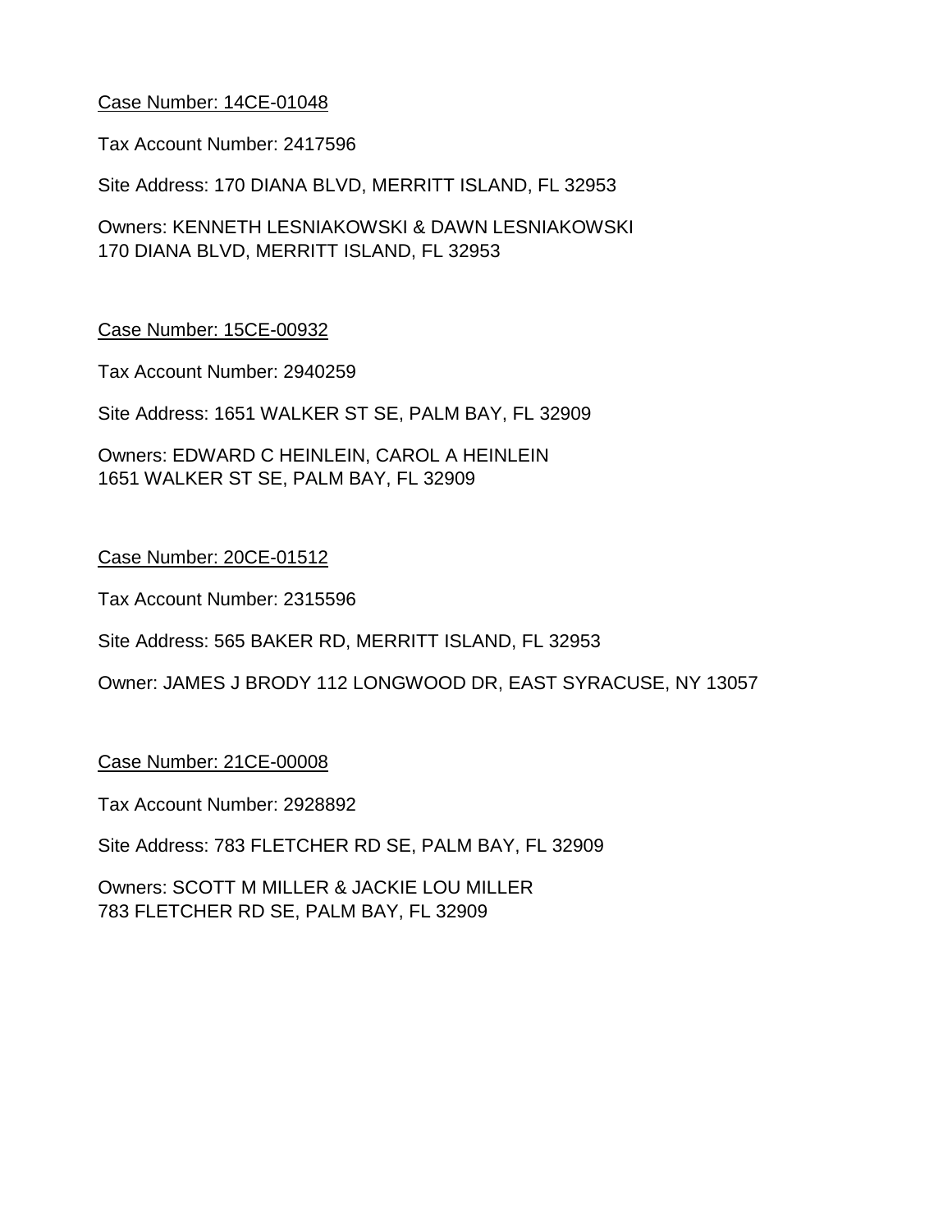<u>Case Number: 14CE-01048</u>

Tax Account Number: 2417596

Site Address: 170 DIANA BLVD, MERRITT ISLAND, FL 32953

Owners: KENNETH LESNIAKOWSKI & DAWN LESNIAKOWSKI
170 DIANA BLVD, MERRITT ISLAND, FL 32953

<u>Case Number: 15CE-00932</u>

Tax Account Number: 2940259

Site Address: 1651 WALKER ST SE, PALM BAY, FL 32909

Owners: EDWARD C HEINLEIN, CAROL A HEINLEIN
1651 WALKER ST SE, PALM BAY, FL 32909

<u>Case Number: 20CE-01512</u>

Tax Account Number: 2315596

Site Address: 565 BAKER RD, MERRITT ISLAND, FL 32953

Owner: JAMES J BRODY 112 LONGWOOD DR, EAST SYRACUSE, NY 13057

<u>Case Number: 21CE-00008</u>

Tax Account Number: 2928892

Site Address: 783 FLETCHER RD SE, PALM BAY, FL 32909

Owners: SCOTT M MILLER & JACKIE LOU MILLER
783 FLETCHER RD SE, PALM BAY, FL 32909